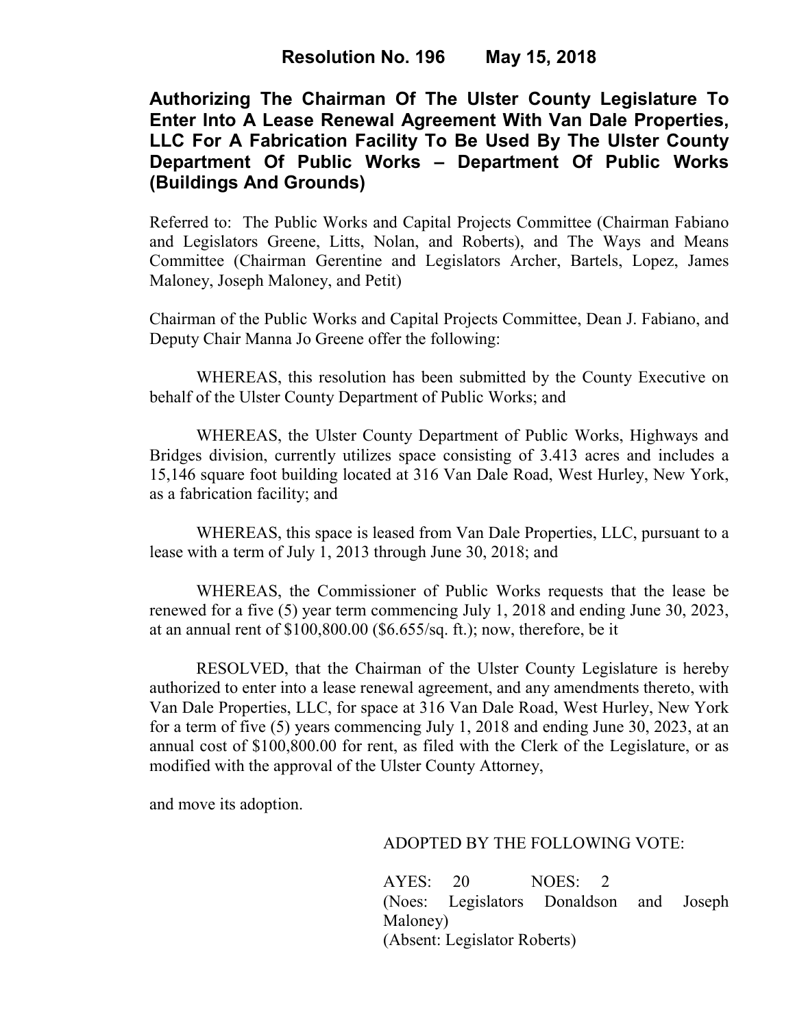# Resolution No. 196 May 15, 2018

## Authorizing The Chairman Of The Ulster County Legislature To Enter Into A Lease Renewal Agreement With Van Dale Properties, LLC For A Fabrication Facility To Be Used By The Ulster County Department Of Public Works – Department Of Public Works (Buildings And Grounds)

Referred to: The Public Works and Capital Projects Committee (Chairman Fabiano and Legislators Greene, Litts, Nolan, and Roberts), and The Ways and Means Committee (Chairman Gerentine and Legislators Archer, Bartels, Lopez, James Maloney, Joseph Maloney, and Petit)

Chairman of the Public Works and Capital Projects Committee, Dean J. Fabiano, and Deputy Chair Manna Jo Greene offer the following:

WHEREAS, this resolution has been submitted by the County Executive on behalf of the Ulster County Department of Public Works; and

WHEREAS, the Ulster County Department of Public Works, Highways and Bridges division, currently utilizes space consisting of 3.413 acres and includes a 15,146 square foot building located at 316 Van Dale Road, West Hurley, New York, as a fabrication facility; and

WHEREAS, this space is leased from Van Dale Properties, LLC, pursuant to a lease with a term of July 1, 2013 through June 30, 2018; and

WHEREAS, the Commissioner of Public Works requests that the lease be renewed for a five (5) year term commencing July 1, 2018 and ending June 30, 2023, at an annual rent of $100,800.00 ($6.655/sq. ft.); now, therefore, be it

RESOLVED, that the Chairman of the Ulster County Legislature is hereby authorized to enter into a lease renewal agreement, and any amendments thereto, with Van Dale Properties, LLC, for space at 316 Van Dale Road, West Hurley, New York for a term of five (5) years commencing July 1, 2018 and ending June 30, 2023, at an annual cost of $100,800.00 for rent, as filed with the Clerk of the Legislature, or as modified with the approval of the Ulster County Attorney,

and move its adoption.

ADOPTED BY THE FOLLOWING VOTE:

AYES: 20 NOES: 2
(Noes: Legislators Donaldson and Joseph Maloney)
(Absent: Legislator Roberts)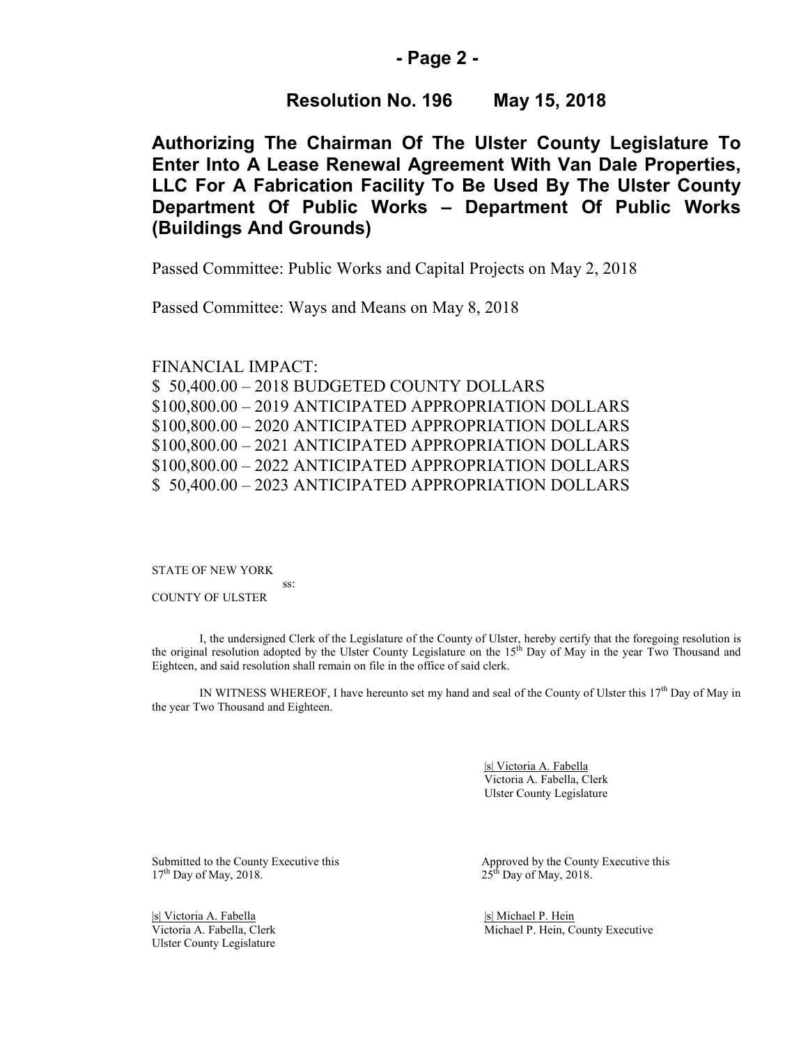## Resolution No. 196 May 15, 2018

**Authorizing The Chairman Of The Ulster County Legislature To Enter Into A Lease Renewal Agreement With Van Dale Properties, LLC For A Fabrication Facility To Be Used By The Ulster County Department Of Public Works – Department Of Public Works (Buildings And Grounds)**

Passed Committee: Public Works and Capital Projects on May 2, 2018

Passed Committee: Ways and Means on May 8, 2018

FINANCIAL IMPACT:
$ 50,400.00 – 2018 BUDGETED COUNTY DOLLARS
$100,800.00 – 2019 ANTICIPATED APPROPRIATION DOLLARS
$100,800.00 – 2020 ANTICIPATED APPROPRIATION DOLLARS
$100,800.00 – 2021 ANTICIPATED APPROPRIATION DOLLARS
$100,800.00 – 2022 ANTICIPATED APPROPRIATION DOLLARS
$ 50,400.00 – 2023 ANTICIPATED APPROPRIATION DOLLARS

STATE OF NEW YORK
ss:
COUNTY OF ULSTER

I, the undersigned Clerk of the Legislature of the County of Ulster, hereby certify that the foregoing resolution is the original resolution adopted by the Ulster County Legislature on the 15th Day of May in the year Two Thousand and Eighteen, and said resolution shall remain on file in the office of said clerk.

IN WITNESS WHEREOF, I have hereunto set my hand and seal of the County of Ulster this 17th Day of May in the year Two Thousand and Eighteen.

|s| Victoria A. Fabella
Victoria A. Fabella, Clerk
Ulster County Legislature

Submitted to the County Executive this 17th Day of May, 2018.

|s| Victoria A. Fabella
Victoria A. Fabella, Clerk
Ulster County Legislature

Approved by the County Executive this 25th Day of May, 2018.

|s| Michael P. Hein
Michael P. Hein, County Executive